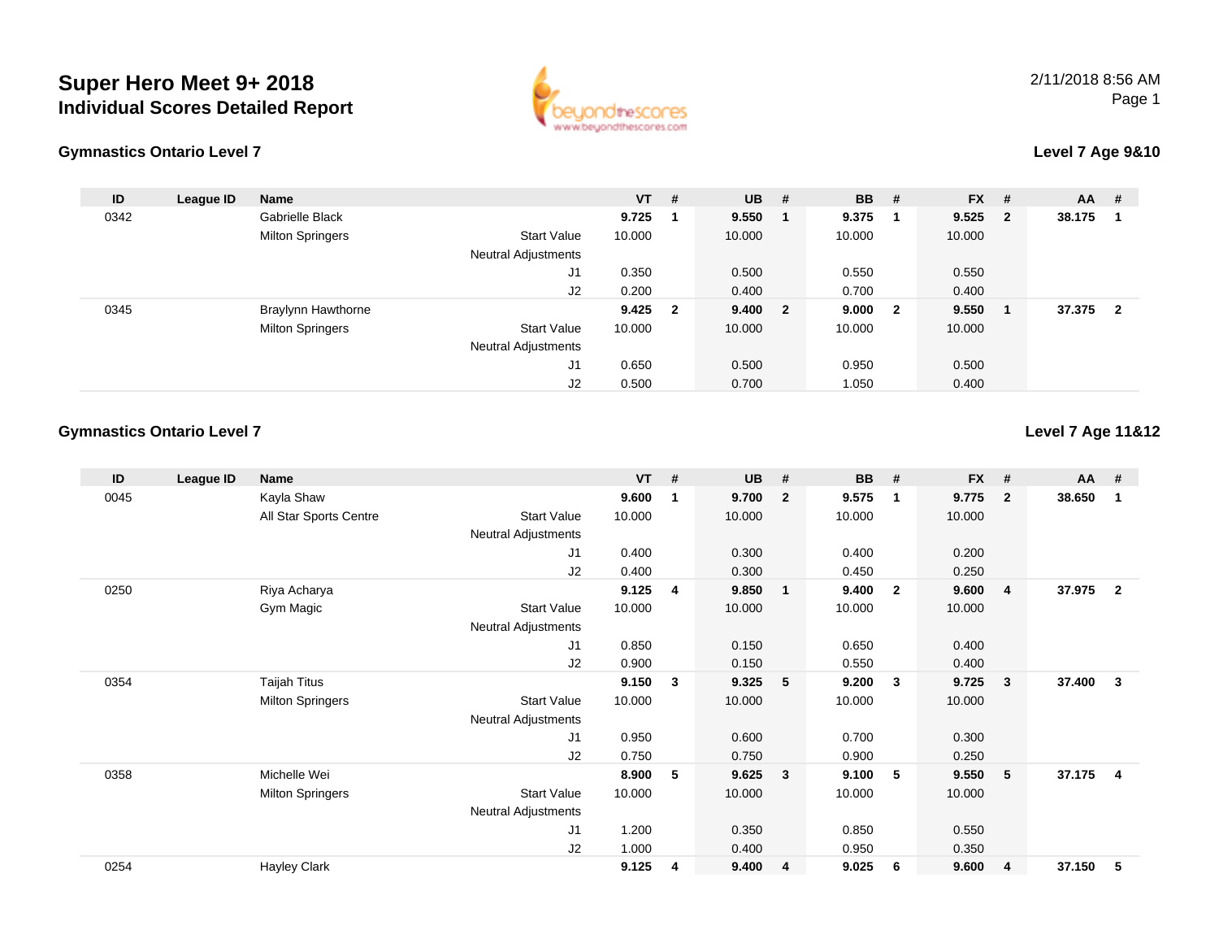# Super Hero Meet 9+ 2018

## Individual Scores Detailed Report

2/11/2018 8:56 AM

### Gymnastics Ontario Level 7

**Level 7 Age 9&10**

| ID | League ID | Name | | VT | # | UB | # | BB | # | FX | # | AA | # |
|---|---|---|---|---|---|---|---|---|---|---|---|---|---|
| 0342 | | Gabrielle Black | | **9.725** | **1** | **9.550** | **1** | **9.375** | **1** | **9.525** | **2** | **38.175** | **1** |
| | | Milton Springers | Start Value | 10.000 | | 10.000 | | 10.000 | | 10.000 | | | |
| | | | Neutral Adjustments | | | | | | | | | | |
| | | | J1 | 0.350 | | 0.500 | | 0.550 | | 0.550 | | | |
| | | | J2 | 0.200 | | 0.400 | | 0.700 | | 0.400 | | | |
| 0345 | | Braylynn Hawthorne | | **9.425** | **2** | **9.400** | **2** | **9.000** | **2** | **9.550** | **1** | **37.375** | **2** |
| | | Milton Springers | Start Value | 10.000 | | 10.000 | | 10.000 | | 10.000 | | | |
| | | | Neutral Adjustments | | | | | | | | | | |
| | | | J1 | 0.650 | | 0.500 | | 0.950 | | 0.500 | | | |
| | | | J2 | 0.500 | | 0.700 | | 1.050 | | 0.400 | | | |

### Gymnastics Ontario Level 7

**Level 7 Age 11&12**

| ID | League ID | Name | | VT | # | UB | # | BB | # | FX | # | AA | # |
|---|---|---|---|---|---|---|---|---|---|---|---|---|---|
| 0045 | | Kayla Shaw | | **9.600** | **1** | **9.700** | **2** | **9.575** | **1** | **9.775** | **2** | **38.650** | **1** |
| | | All Star Sports Centre | Start Value | 10.000 | | 10.000 | | 10.000 | | 10.000 | | | |
| | | | Neutral Adjustments | | | | | | | | | | |
| | | | J1 | 0.400 | | 0.300 | | 0.400 | | 0.200 | | | |
| | | | J2 | 0.400 | | 0.300 | | 0.450 | | 0.250 | | | |
| 0250 | | Riya Acharya | | **9.125** | **4** | **9.850** | **1** | **9.400** | **2** | **9.600** | **4** | **37.975** | **2** |
| | | Gym Magic | Start Value | 10.000 | | 10.000 | | 10.000 | | 10.000 | | | |
| | | | Neutral Adjustments | | | | | | | | | | |
| | | | J1 | 0.850 | | 0.150 | | 0.650 | | 0.400 | | | |
| | | | J2 | 0.900 | | 0.150 | | 0.550 | | 0.400 | | | |
| 0354 | | Taijah Titus | | **9.150** | **3** | **9.325** | **5** | **9.200** | **3** | **9.725** | **3** | **37.400** | **3** |
| | | Milton Springers | Start Value | 10.000 | | 10.000 | | 10.000 | | 10.000 | | | |
| | | | Neutral Adjustments | | | | | | | | | | |
| | | | J1 | 0.950 | | 0.600 | | 0.700 | | 0.300 | | | |
| | | | J2 | 0.750 | | 0.750 | | 0.900 | | 0.250 | | | |
| 0358 | | Michelle Wei | | **8.900** | **5** | **9.625** | **3** | **9.100** | **5** | **9.550** | **5** | **37.175** | **4** |
| | | Milton Springers | Start Value | 10.000 | | 10.000 | | 10.000 | | 10.000 | | | |
| | | | Neutral Adjustments | | | | | | | | | | |
| | | | J1 | 1.200 | | 0.350 | | 0.850 | | 0.550 | | | |
| | | | J2 | 1.000 | | 0.400 | | 0.950 | | 0.350 | | | |
| 0254 | | Hayley Clark | | **9.125** | **4** | **9.400** | **4** | **9.025** | **6** | **9.600** | **4** | **37.150** | **5** |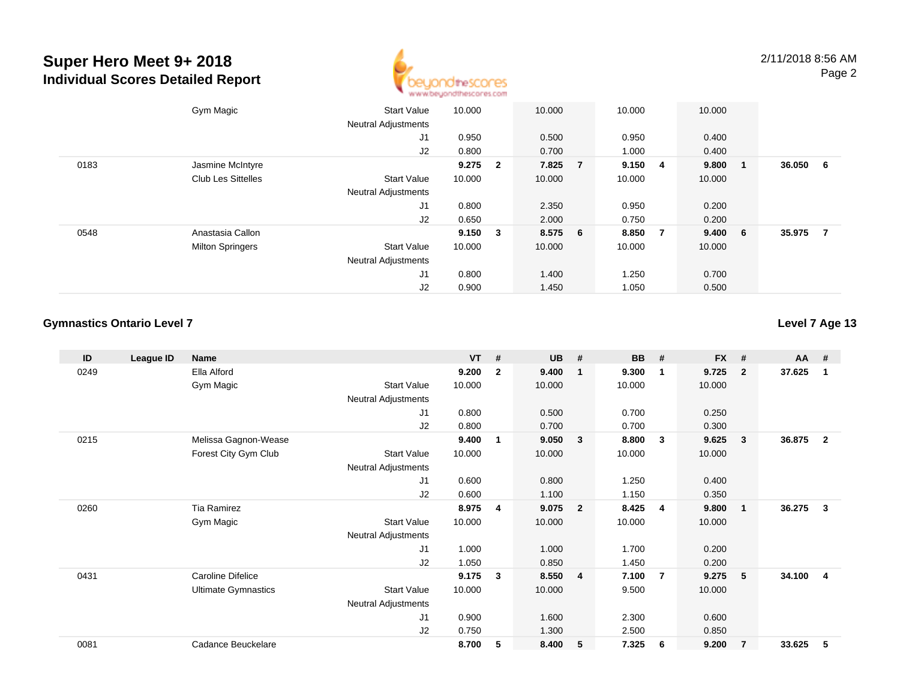# Super Hero Meet 9+ 2018
## Individual Scores Detailed Report

| ID | League ID | Name | | VT | # | UB | # | BB | # | FX | # | AA | # |
|---|---|---|---|---|---|---|---|---|---|---|---|---|---|
| | | Gym Magic | Start Value | 10.000 | | 10.000 | | 10.000 | | 10.000 | | | |
| | | | Neutral Adjustments | | | | | | | | | | |
| | | | J1 | 0.950 | | 0.500 | | 0.950 | | 0.400 | | | |
| | | | J2 | 0.800 | | 0.700 | | 1.000 | | 0.400 | | | |
| 0183 | | Jasmine McIntyre | | **9.275** | **2** | **7.825** | **7** | **9.150** | **4** | **9.800** | **1** | **36.050** | **6** |
| | | Club Les Sittelles | Start Value | 10.000 | | 10.000 | | 10.000 | | 10.000 | | | |
| | | | Neutral Adjustments | | | | | | | | | | |
| | | | J1 | 0.800 | | 2.350 | | 0.950 | | 0.200 | | | |
| | | | J2 | 0.650 | | 2.000 | | 0.750 | | 0.200 | | | |
| 0548 | | Anastasia Callon | | **9.150** | **3** | **8.575** | **6** | **8.850** | **7** | **9.400** | **6** | **35.975** | **7** |
| | | Milton Springers | Start Value | 10.000 | | 10.000 | | 10.000 | | 10.000 | | | |
| | | | Neutral Adjustments | | | | | | | | | | |
| | | | J1 | 0.800 | | 1.400 | | 1.250 | | 0.700 | | | |
| | | | J2 | 0.900 | | 1.450 | | 1.050 | | 0.500 | | | |

### Gymnastics Ontario Level 7

**Level 7 Age 13**

| ID | League ID | Name | | VT | # | UB | # | BB | # | FX | # | AA | # |
|---|---|---|---|---|---|---|---|---|---|---|---|---|---|
| 0249 | | Ella Alford | | **9.200** | **2** | **9.400** | **1** | **9.300** | **1** | **9.725** | **2** | **37.625** | **1** |
| | | Gym Magic | Start Value | 10.000 | | 10.000 | | 10.000 | | 10.000 | | | |
| | | | Neutral Adjustments | | | | | | | | | | |
| | | | J1 | 0.800 | | 0.500 | | 0.700 | | 0.250 | | | |
| | | | J2 | 0.800 | | 0.700 | | 0.700 | | 0.300 | | | |
| 0215 | | Melissa Gagnon-Wease | | **9.400** | **1** | **9.050** | **3** | **8.800** | **3** | **9.625** | **3** | **36.875** | **2** |
| | | Forest City Gym Club | Start Value | 10.000 | | 10.000 | | 10.000 | | 10.000 | | | |
| | | | Neutral Adjustments | | | | | | | | | | |
| | | | J1 | 0.600 | | 0.800 | | 1.250 | | 0.400 | | | |
| | | | J2 | 0.600 | | 1.100 | | 1.150 | | 0.350 | | | |
| 0260 | | Tia Ramirez | | **8.975** | **4** | **9.075** | **2** | **8.425** | **4** | **9.800** | **1** | **36.275** | **3** |
| | | Gym Magic | Start Value | 10.000 | | 10.000 | | 10.000 | | 10.000 | | | |
| | | | Neutral Adjustments | | | | | | | | | | |
| | | | J1 | 1.000 | | 1.000 | | 1.700 | | 0.200 | | | |
| | | | J2 | 1.050 | | 0.850 | | 1.450 | | 0.200 | | | |
| 0431 | | Caroline Difelice | | **9.175** | **3** | **8.550** | **4** | **7.100** | **7** | **9.275** | **5** | **34.100** | **4** |
| | | Ultimate Gymnastics | Start Value | 10.000 | | 10.000 | | 9.500 | | 10.000 | | | |
| | | | Neutral Adjustments | | | | | | | | | | |
| | | | J1 | 0.900 | | 1.600 | | 2.300 | | 0.600 | | | |
| | | | J2 | 0.750 | | 1.300 | | 2.500 | | 0.850 | | | |
| 0081 | | Cadance Beuckelare | | **8.700** | **5** | **8.400** | **5** | **7.325** | **6** | **9.200** | **7** | **33.625** | **5** |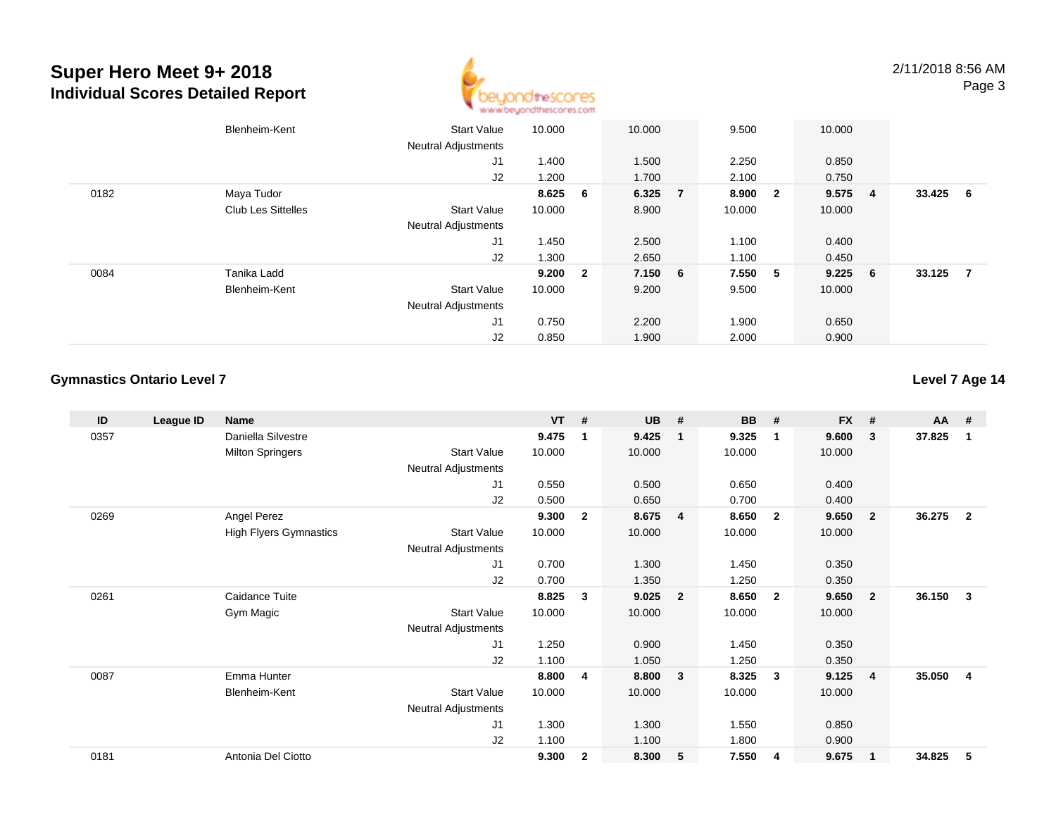# Super Hero Meet 9+ 2018
## Individual Scores Detailed Report

2/11/2018 8:56 AM

| ID | League ID | Name | | VT | # | UB | # | BB | # | FX | # | AA | # |
|---|---|---|---|---|---|---|---|---|---|---|---|---|---|
| | | Blenheim-Kent | Start Value | 10.000 | | 10.000 | | 9.500 | | 10.000 | | | |
| | | | Neutral Adjustments | | | | | | | | | | |
| | | | J1 | 1.400 | | 1.500 | | 2.250 | | 0.850 | | | |
| | | | J2 | 1.200 | | 1.700 | | 2.100 | | 0.750 | | | |
| 0182 | | Maya Tudor | | **8.625** | **6** | **6.325** | **7** | **8.900** | **2** | **9.575** | **4** | **33.425** | **6** |
| | | Club Les Sittelles | Start Value | 10.000 | | 8.900 | | 10.000 | | 10.000 | | | |
| | | | Neutral Adjustments | | | | | | | | | | |
| | | | J1 | 1.450 | | 2.500 | | 1.100 | | 0.400 | | | |
| | | | J2 | 1.300 | | 2.650 | | 1.100 | | 0.450 | | | |
| 0084 | | Tanika Ladd | | **9.200** | **2** | **7.150** | **6** | **7.550** | **5** | **9.225** | **6** | **33.125** | **7** |
| | | Blenheim-Kent | Start Value | 10.000 | | 9.200 | | 9.500 | | 10.000 | | | |
| | | | Neutral Adjustments | | | | | | | | | | |
| | | | J1 | 0.750 | | 2.200 | | 1.900 | | 0.650 | | | |
| | | | J2 | 0.850 | | 1.900 | | 2.000 | | 0.900 | | | |

### Gymnastics Ontario Level 7

**Level 7 Age 14**

| ID | League ID | Name | | VT | # | UB | # | BB | # | FX | # | AA | # |
|---|---|---|---|---|---|---|---|---|---|---|---|---|---|
| 0357 | | Daniella Silvestre | | **9.475** | **1** | **9.425** | **1** | **9.325** | **1** | **9.600** | **3** | **37.825** | **1** |
| | | Milton Springers | Start Value | 10.000 | | 10.000 | | 10.000 | | 10.000 | | | |
| | | | Neutral Adjustments | | | | | | | | | | |
| | | | J1 | 0.550 | | 0.500 | | 0.650 | | 0.400 | | | |
| | | | J2 | 0.500 | | 0.650 | | 0.700 | | 0.400 | | | |
| 0269 | | Angel Perez | | **9.300** | **2** | **8.675** | **4** | **8.650** | **2** | **9.650** | **2** | **36.275** | **2** |
| | | High Flyers Gymnastics | Start Value | 10.000 | | 10.000 | | 10.000 | | 10.000 | | | |
| | | | Neutral Adjustments | | | | | | | | | | |
| | | | J1 | 0.700 | | 1.300 | | 1.450 | | 0.350 | | | |
| | | | J2 | 0.700 | | 1.350 | | 1.250 | | 0.350 | | | |
| 0261 | | Caidance Tuite | | **8.825** | **3** | **9.025** | **2** | **8.650** | **2** | **9.650** | **2** | **36.150** | **3** |
| | | Gym Magic | Start Value | 10.000 | | 10.000 | | 10.000 | | 10.000 | | | |
| | | | Neutral Adjustments | | | | | | | | | | |
| | | | J1 | 1.250 | | 0.900 | | 1.450 | | 0.350 | | | |
| | | | J2 | 1.100 | | 1.050 | | 1.250 | | 0.350 | | | |
| 0087 | | Emma Hunter | | **8.800** | **4** | **8.800** | **3** | **8.325** | **3** | **9.125** | **4** | **35.050** | **4** |
| | | Blenheim-Kent | Start Value | 10.000 | | 10.000 | | 10.000 | | 10.000 | | | |
| | | | Neutral Adjustments | | | | | | | | | | |
| | | | J1 | 1.300 | | 1.300 | | 1.550 | | 0.850 | | | |
| | | | J2 | 1.100 | | 1.100 | | 1.800 | | 0.900 | | | |
| 0181 | | Antonia Del Ciotto | | **9.300** | **2** | **8.300** | **5** | **7.550** | **4** | **9.675** | **1** | **34.825** | **5** |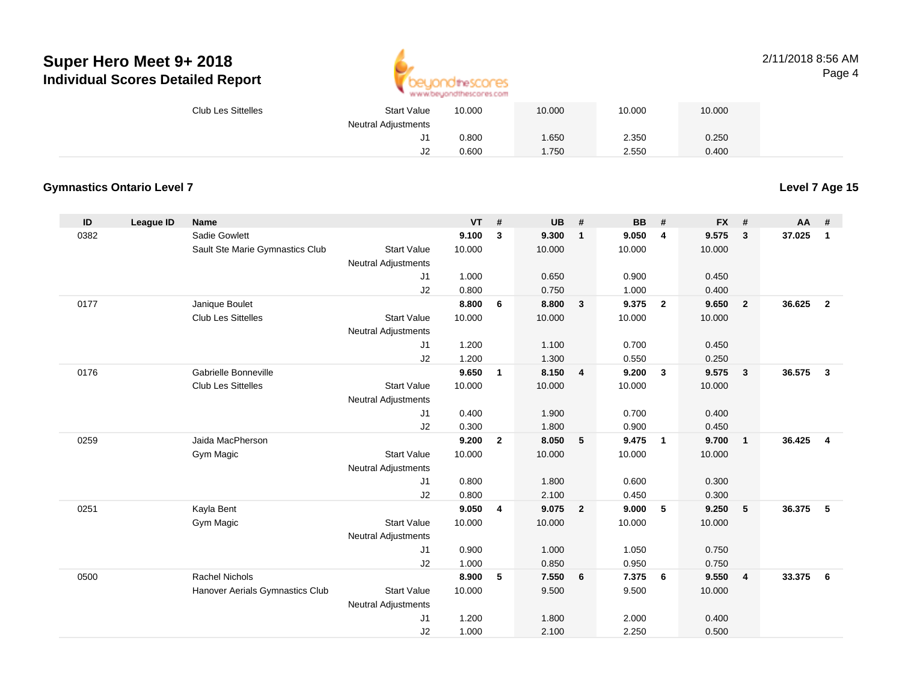# Super Hero Meet 9+ 2018
## Individual Scores Detailed Report

2/11/2018 8:56 AM

| | | | | VT | | UB | | BB | | FX | | | |
|---|---|---|---|---|---|---|---|---|---|---|---|---|---|
| | | Club Les Sittelles | Start Value | 10.000 | | 10.000 | | 10.000 | | 10.000 | | | |
| | | | Neutral Adjustments | | | | | | | | | | |
| | | | J1 | 0.800 | | 1.650 | | 2.350 | | 0.250 | | | |
| | | | J2 | 0.600 | | 1.750 | | 2.550 | | 0.400 | | | |

### Gymnastics Ontario Level 7

**Level 7 Age 15**

| ID | League ID | Name | | VT | # | UB | # | BB | # | FX | # | AA | # |
|---|---|---|---|---|---|---|---|---|---|---|---|---|---|
| 0382 | | Sadie Gowlett | | **9.100** | **3** | **9.300** | **1** | **9.050** | **4** | **9.575** | **3** | **37.025** | **1** |
| | | Sault Ste Marie Gymnastics Club | Start Value | 10.000 | | 10.000 | | 10.000 | | 10.000 | | | |
| | | | Neutral Adjustments | | | | | | | | | | |
| | | | J1 | 1.000 | | 0.650 | | 0.900 | | 0.450 | | | |
| | | | J2 | 0.800 | | 0.750 | | 1.000 | | 0.400 | | | |
| 0177 | | Janique Boulet | | **8.800** | **6** | **8.800** | **3** | **9.375** | **2** | **9.650** | **2** | **36.625** | **2** |
| | | Club Les Sittelles | Start Value | 10.000 | | 10.000 | | 10.000 | | 10.000 | | | |
| | | | Neutral Adjustments | | | | | | | | | | |
| | | | J1 | 1.200 | | 1.100 | | 0.700 | | 0.450 | | | |
| | | | J2 | 1.200 | | 1.300 | | 0.550 | | 0.250 | | | |
| 0176 | | Gabrielle Bonneville | | **9.650** | **1** | **8.150** | **4** | **9.200** | **3** | **9.575** | **3** | **36.575** | **3** |
| | | Club Les Sittelles | Start Value | 10.000 | | 10.000 | | 10.000 | | 10.000 | | | |
| | | | Neutral Adjustments | | | | | | | | | | |
| | | | J1 | 0.400 | | 1.900 | | 0.700 | | 0.400 | | | |
| | | | J2 | 0.300 | | 1.800 | | 0.900 | | 0.450 | | | |
| 0259 | | Jaida MacPherson | | **9.200** | **2** | **8.050** | **5** | **9.475** | **1** | **9.700** | **1** | **36.425** | **4** |
| | | Gym Magic | Start Value | 10.000 | | 10.000 | | 10.000 | | 10.000 | | | |
| | | | Neutral Adjustments | | | | | | | | | | |
| | | | J1 | 0.800 | | 1.800 | | 0.600 | | 0.300 | | | |
| | | | J2 | 0.800 | | 2.100 | | 0.450 | | 0.300 | | | |
| 0251 | | Kayla Bent | | **9.050** | **4** | **9.075** | **2** | **9.000** | **5** | **9.250** | **5** | **36.375** | **5** |
| | | Gym Magic | Start Value | 10.000 | | 10.000 | | 10.000 | | 10.000 | | | |
| | | | Neutral Adjustments | | | | | | | | | | |
| | | | J1 | 0.900 | | 1.000 | | 1.050 | | 0.750 | | | |
| | | | J2 | 1.000 | | 0.850 | | 0.950 | | 0.750 | | | |
| 0500 | | Rachel Nichols | | **8.900** | **5** | **7.550** | **6** | **7.375** | **6** | **9.550** | **4** | **33.375** | **6** |
| | | Hanover Aerials Gymnastics Club | Start Value | 10.000 | | 9.500 | | 9.500 | | 10.000 | | | |
| | | | Neutral Adjustments | | | | | | | | | | |
| | | | J1 | 1.200 | | 1.800 | | 2.000 | | 0.400 | | | |
| | | | J2 | 1.000 | | 2.100 | | 2.250 | | 0.500 | | | |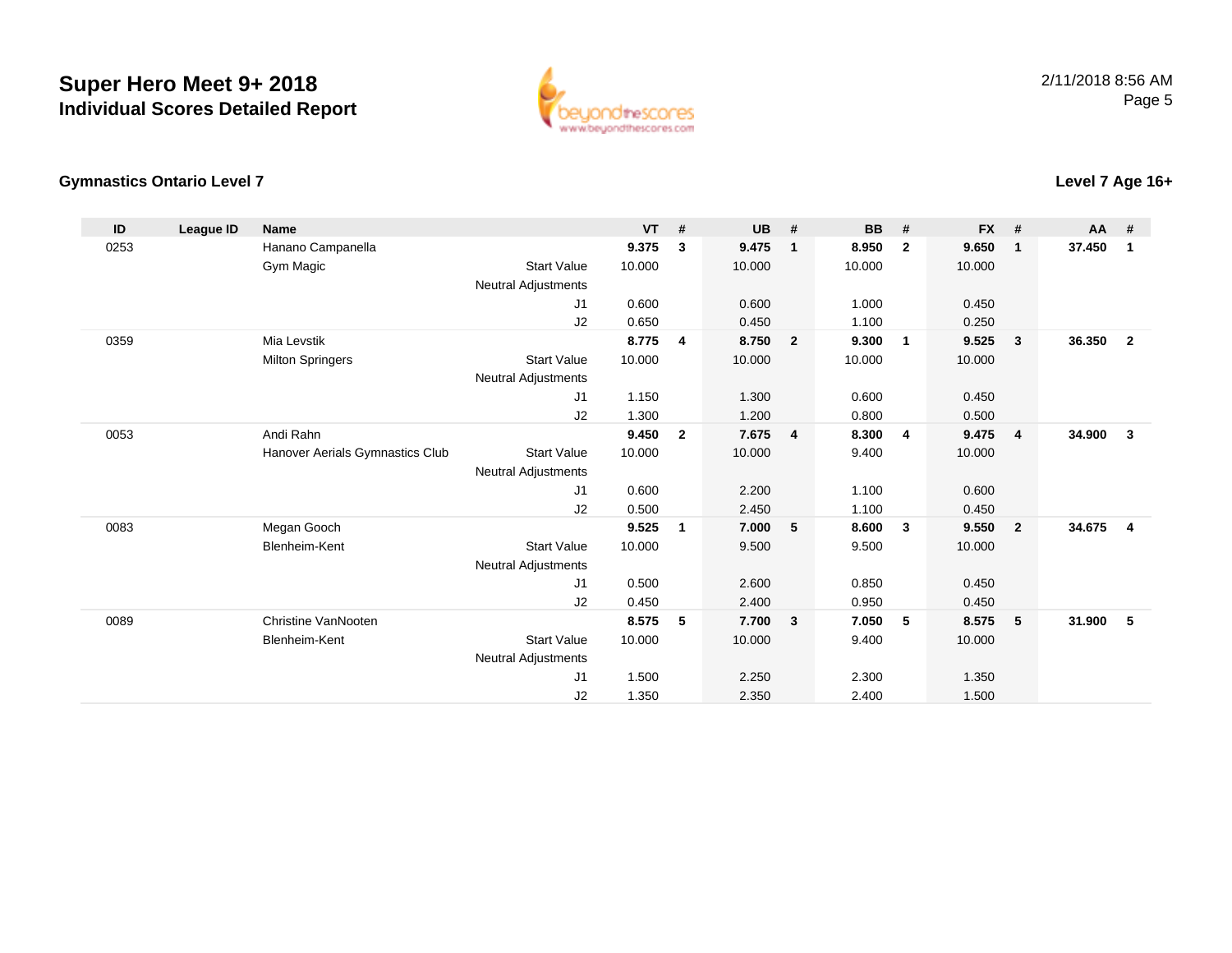# Super Hero Meet 9+ 2018

## Individual Scores Detailed Report

2/11/2018 8:56 AM

### Gymnastics Ontario Level 7

### Level 7 Age 16+

| ID | League ID | Name | | VT | # | UB | # | BB | # | FX | # | AA | # |
|---|---|---|---|---|---|---|---|---|---|---|---|---|---|
| 0253 | | Hanano Campanella | | **9.375** | **3** | **9.475** | **1** | **8.950** | **2** | **9.650** | **1** | **37.450** | **1** |
| | | Gym Magic | Start Value | 10.000 | | 10.000 | | 10.000 | | 10.000 | | | |
| | | | Neutral Adjustments | | | | | | | | | | |
| | | | J1 | 0.600 | | 0.600 | | 1.000 | | 0.450 | | | |
| | | | J2 | 0.650 | | 0.450 | | 1.100 | | 0.250 | | | |
| 0359 | | Mia Levstik | | **8.775** | **4** | **8.750** | **2** | **9.300** | **1** | **9.525** | **3** | **36.350** | **2** |
| | | Milton Springers | Start Value | 10.000 | | 10.000 | | 10.000 | | 10.000 | | | |
| | | | Neutral Adjustments | | | | | | | | | | |
| | | | J1 | 1.150 | | 1.300 | | 0.600 | | 0.450 | | | |
| | | | J2 | 1.300 | | 1.200 | | 0.800 | | 0.500 | | | |
| 0053 | | Andi Rahn | | **9.450** | **2** | **7.675** | **4** | **8.300** | **4** | **9.475** | **4** | **34.900** | **3** |
| | | Hanover Aerials Gymnastics Club | Start Value | 10.000 | | 10.000 | | 9.400 | | 10.000 | | | |
| | | | Neutral Adjustments | | | | | | | | | | |
| | | | J1 | 0.600 | | 2.200 | | 1.100 | | 0.600 | | | |
| | | | J2 | 0.500 | | 2.450 | | 1.100 | | 0.450 | | | |
| 0083 | | Megan Gooch | | **9.525** | **1** | **7.000** | **5** | **8.600** | **3** | **9.550** | **2** | **34.675** | **4** |
| | | Blenheim-Kent | Start Value | 10.000 | | 9.500 | | 9.500 | | 10.000 | | | |
| | | | Neutral Adjustments | | | | | | | | | | |
| | | | J1 | 0.500 | | 2.600 | | 0.850 | | 0.450 | | | |
| | | | J2 | 0.450 | | 2.400 | | 0.950 | | 0.450 | | | |
| 0089 | | Christine VanNooten | | **8.575** | **5** | **7.700** | **3** | **7.050** | **5** | **8.575** | **5** | **31.900** | **5** |
| | | Blenheim-Kent | Start Value | 10.000 | | 10.000 | | 9.400 | | 10.000 | | | |
| | | | Neutral Adjustments | | | | | | | | | | |
| | | | J1 | 1.500 | | 2.250 | | 2.300 | | 1.350 | | | |
| | | | J2 | 1.350 | | 2.350 | | 2.400 | | 1.500 | | | |